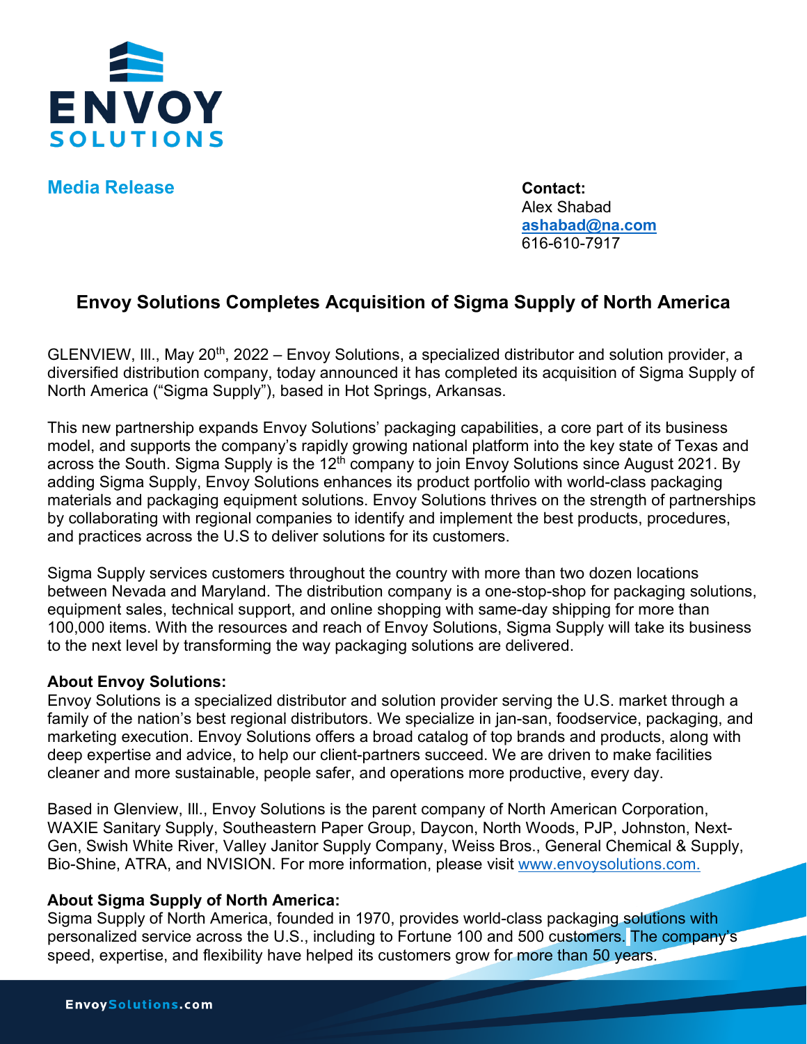ENVOY SOLUTIONS

**Media Release**

**Contact:**
Alex Shabad
**ashabad@na.com**
616-610-7917

# Envoy Solutions Completes Acquisition of Sigma Supply of North America

GLENVIEW, Ill., May 20th, 2022 – Envoy Solutions, a specialized distributor and solution provider, a diversified distribution company, today announced it has completed its acquisition of Sigma Supply of North America ("Sigma Supply"), based in Hot Springs, Arkansas.

This new partnership expands Envoy Solutions' packaging capabilities, a core part of its business model, and supports the company's rapidly growing national platform into the key state of Texas and across the South. Sigma Supply is the 12th company to join Envoy Solutions since August 2021. By adding Sigma Supply, Envoy Solutions enhances its product portfolio with world-class packaging materials and packaging equipment solutions. Envoy Solutions thrives on the strength of partnerships by collaborating with regional companies to identify and implement the best products, procedures, and practices across the U.S to deliver solutions for its customers.

Sigma Supply services customers throughout the country with more than two dozen locations between Nevada and Maryland. The distribution company is a one-stop-shop for packaging solutions, equipment sales, technical support, and online shopping with same-day shipping for more than 100,000 items. With the resources and reach of Envoy Solutions, Sigma Supply will take its business to the next level by transforming the way packaging solutions are delivered.

**About Envoy Solutions:**
Envoy Solutions is a specialized distributor and solution provider serving the U.S. market through a family of the nation's best regional distributors. We specialize in jan-san, foodservice, packaging, and marketing execution. Envoy Solutions offers a broad catalog of top brands and products, along with deep expertise and advice, to help our client-partners succeed. We are driven to make facilities cleaner and more sustainable, people safer, and operations more productive, every day.

Based in Glenview, Ill., Envoy Solutions is the parent company of North American Corporation, WAXIE Sanitary Supply, Southeastern Paper Group, Daycon, North Woods, PJP, Johnston, Next-Gen, Swish White River, Valley Janitor Supply Company, Weiss Bros., General Chemical & Supply, Bio-Shine, ATRA, and NVISION. For more information, please visit www.envoysolutions.com.

**About Sigma Supply of North America:**
Sigma Supply of North America, founded in 1970, provides world-class packaging solutions with personalized service across the U.S., including to Fortune 100 and 500 customers. The company's speed, expertise, and flexibility have helped its customers grow for more than 50 years.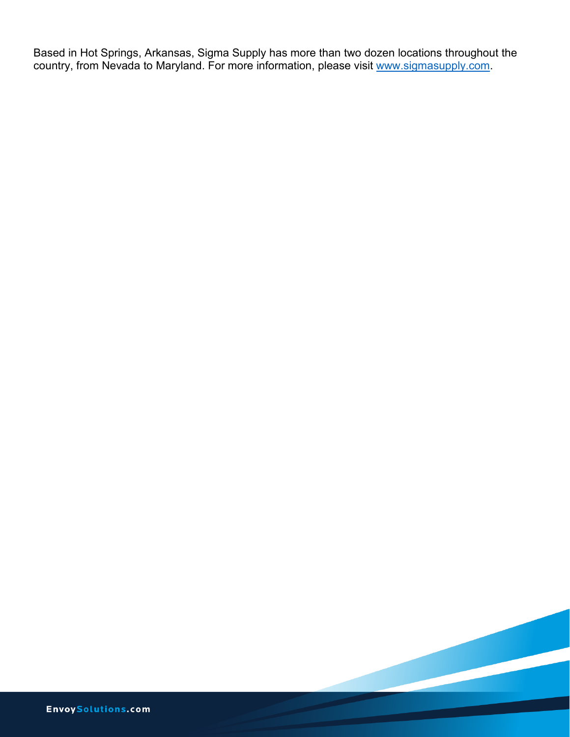Based in Hot Springs, Arkansas, Sigma Supply has more than two dozen locations throughout the country, from Nevada to Maryland. For more information, please visit [www.sigmasupply.com](http://www.sigmasupply.com).